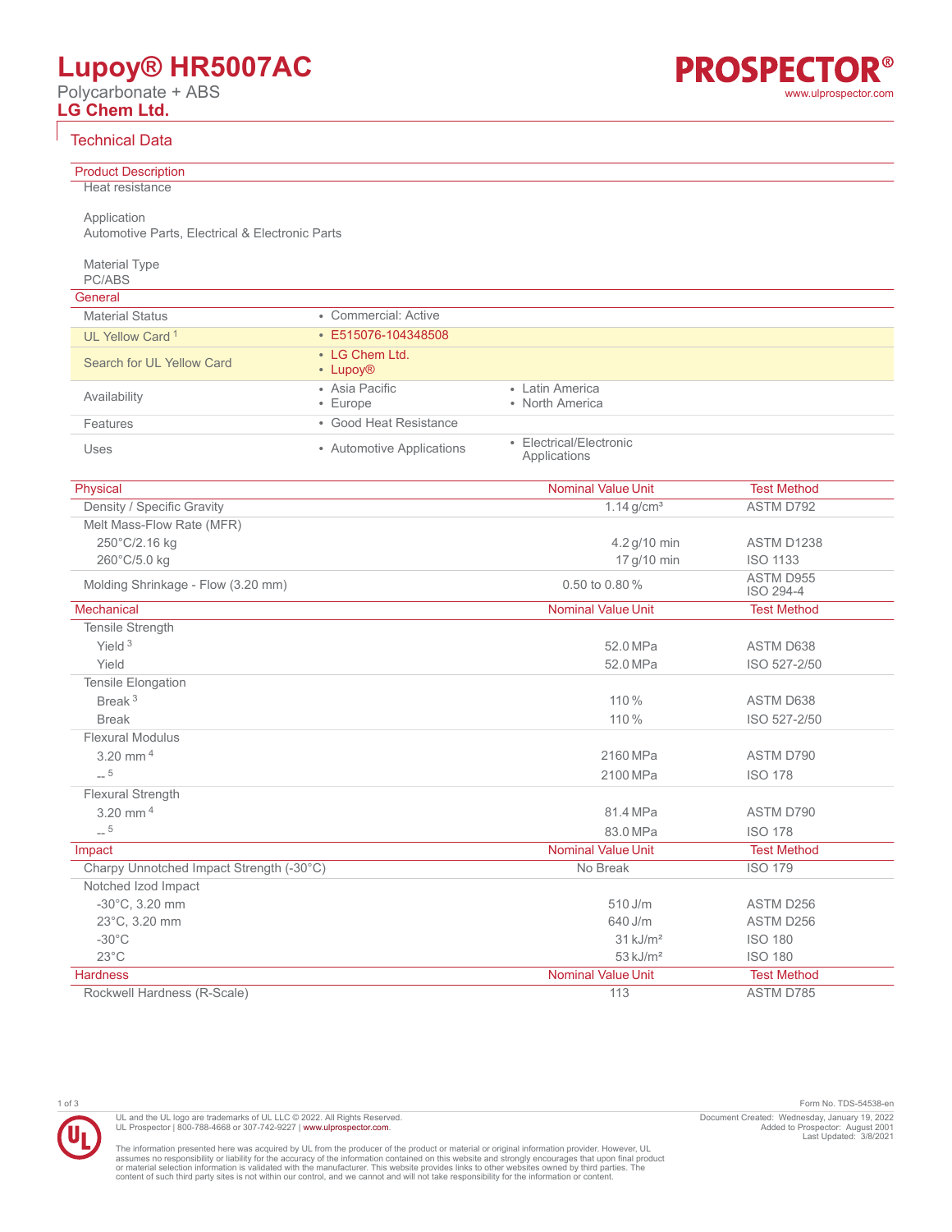# Lupoy® HR5007AC

Polycarbonate + ABS

**LG Chem Ltd.**

## Technical Data

### Product Description

Heat resistance

Application

Automotive Parts, Electrical & Electronic Parts

Material Type

PC/ABS

### General

| | | |
|---|---|---|
| Material Status | • Commercial: Active | |
| UL Yellow Card [1] | • E515076-104348508 | |
| Search for UL Yellow Card | • LG Chem Ltd.<br>• Lupoy® | |
| Availability | • Asia Pacific<br>• Europe | • Latin America<br>• North America |
| Features | • Good Heat Resistance | |
| Uses | • Automotive Applications | • Electrical/Electronic Applications |

| Physical | Nominal Value | Unit | Test Method |
|---|---|---|---|
| Density / Specific Gravity | 1.14 | g/cm³ | ASTM D792 |
| Melt Mass-Flow Rate (MFR) | | | |
| 250°C/2.16 kg | 4.2 | g/10 min | ASTM D1238 |
| 260°C/5.0 kg | 17 | g/10 min | ISO 1133 |
| Molding Shrinkage - Flow (3.20 mm) | 0.50 to 0.80 | % | ASTM D955<br>ISO 294-4 |

| Mechanical | Nominal Value | Unit | Test Method |
|---|---|---|---|
| Tensile Strength | | | |
| Yield [3] | 52.0 | MPa | ASTM D638 |
| Yield | 52.0 | MPa | ISO 527-2/50 |
| Tensile Elongation | | | |
| Break [3] | 110 | % | ASTM D638 |
| Break | 110 | % | ISO 527-2/50 |
| Flexural Modulus | | | |
| 3.20 mm [4] | 2160 | MPa | ASTM D790 |
| -- [5] | 2100 | MPa | ISO 178 |
| Flexural Strength | | | |
| 3.20 mm [4] | 81.4 | MPa | ASTM D790 |
| -- [5] | 83.0 | MPa | ISO 178 |

| Impact | Nominal Value | Unit | Test Method |
|---|---|---|---|
| Charpy Unnotched Impact Strength (-30°C) | No Break | | ISO 179 |
| Notched Izod Impact | | | |
| -30°C, 3.20 mm | 510 | J/m | ASTM D256 |
| 23°C, 3.20 mm | 640 | J/m | ASTM D256 |
| -30°C | 31 | kJ/m² | ISO 180 |
| 23°C | 53 | kJ/m² | ISO 180 |

| Hardness | Nominal Value | Unit | Test Method |
|---|---|---|---|
| Rockwell Hardness (R-Scale) | 113 | | ASTM D785 |

UL and the UL logo are trademarks of UL LLC © 2022. All Rights Reserved.
UL Prospector | 800-788-4668 or 307-742-9227 | www.ulprospector.com.

The information presented here was acquired by UL from the producer of the product or material or original information provider. However, UL assumes no responsibility or liability for the accuracy of the information contained on this website and strongly encourages that upon final product or material selection information is validated with the manufacturer. This website provides links to other websites owned by third parties. The content of such third party sites is not within our control, and we cannot and will not take responsibility for the information or content.

Form No. TDS-54538-en
Document Created: Wednesday, January 19, 2022
Added to Prospector: August 2001
Last Updated: 3/8/2021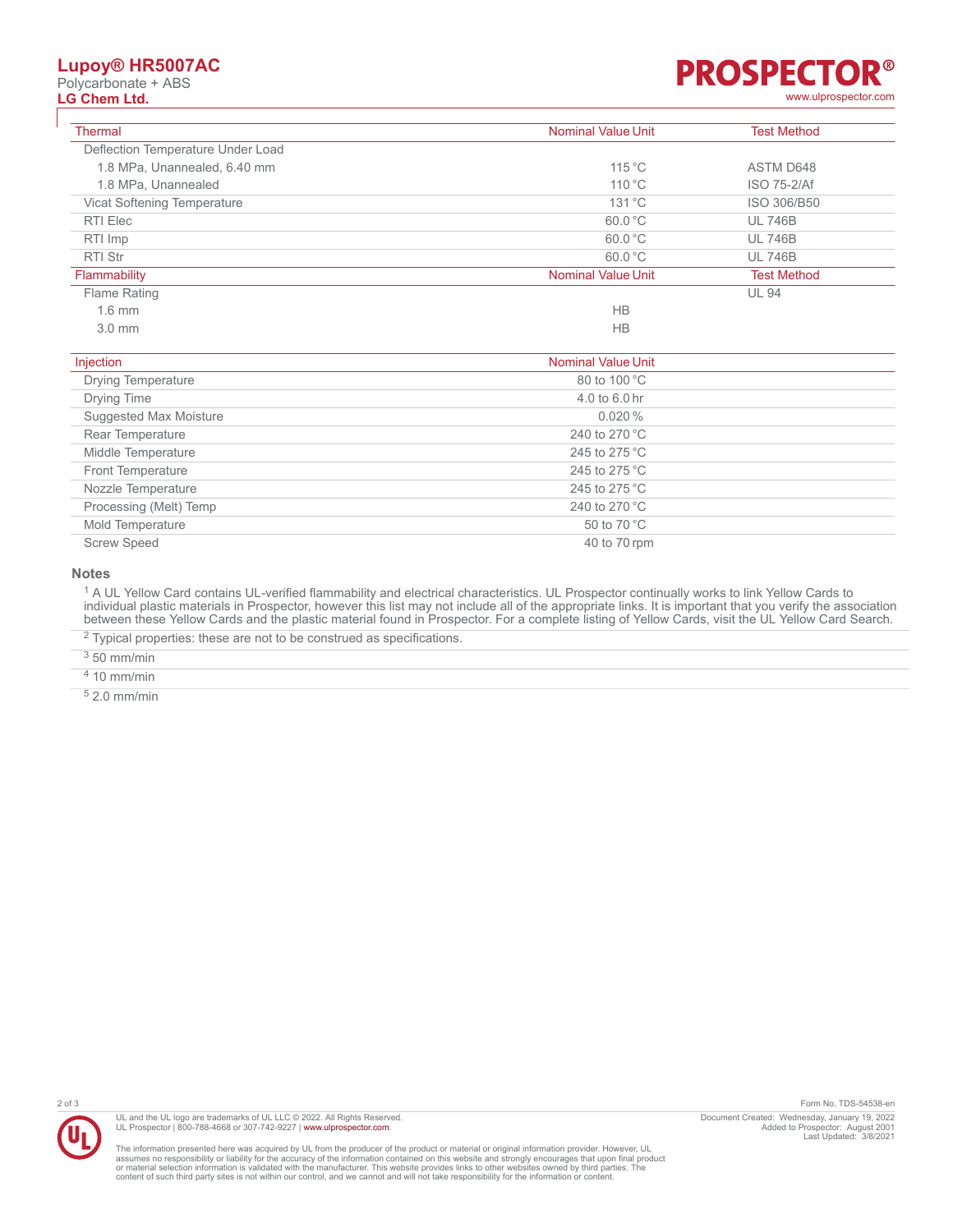| Thermal | Nominal Value | Unit | Test Method |
| --- | --- | --- | --- |
| Deflection Temperature Under Load | | | |
| 1.8 MPa, Unannealed, 6.40 mm | 115 | °C | ASTM D648 |
| 1.8 MPa, Unannealed | 110 | °C | ISO 75-2/Af |
| Vicat Softening Temperature | 131 | °C | ISO 306/B50 |
| RTI Elec | 60.0 | °C | UL 746B |
| RTI Imp | 60.0 | °C | UL 746B |
| RTI Str | 60.0 | °C | UL 746B |

| Flammability | Nominal Value | Unit | Test Method |
| --- | --- | --- | --- |
| Flame Rating | | | UL 94 |
| 1.6 mm | HB | | |
| 3.0 mm | HB | | |

| Injection | Nominal Value | Unit |
| --- | --- | --- |
| Drying Temperature | 80 to 100 | °C |
| Drying Time | 4.0 to 6.0 | hr |
| Suggested Max Moisture | 0.020 | % |
| Rear Temperature | 240 to 270 | °C |
| Middle Temperature | 245 to 275 | °C |
| Front Temperature | 245 to 275 | °C |
| Nozzle Temperature | 245 to 275 | °C |
| Processing (Melt) Temp | 240 to 270 | °C |
| Mold Temperature | 50 to 70 | °C |
| Screw Speed | 40 to 70 | rpm |

## Notes

[1] A UL Yellow Card contains UL-verified flammability and electrical characteristics. UL Prospector continually works to link Yellow Cards to individual plastic materials in Prospector, however this list may not include all of the appropriate links. It is important that you verify the association between these Yellow Cards and the plastic material found in Prospector. For a complete listing of Yellow Cards, visit the UL Yellow Card Search.

[2] Typical properties: these are not to be construed as specifications.

[3] 50 mm/min

[4] 10 mm/min

[5] 2.0 mm/min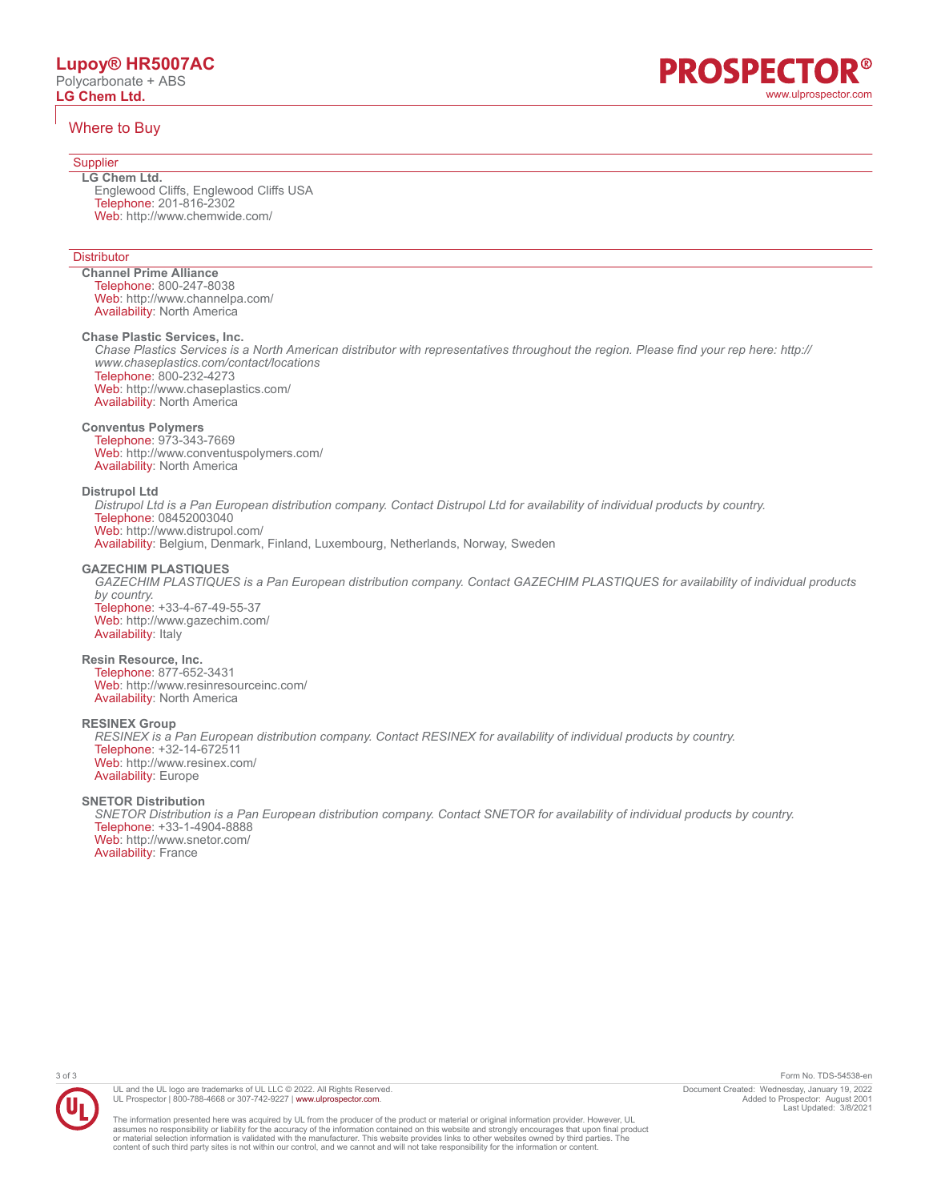## Where to Buy

### Supplier

**LG Chem Ltd.**
Englewood Cliffs, Englewood Cliffs USA
Telephone: 201-816-2302
Web: http://www.chemwide.com/

### Distributor

**Channel Prime Alliance**
Telephone: 800-247-8038
Web: http://www.channelpa.com/
Availability: North America

**Chase Plastic Services, Inc.**
*Chase Plastics Services is a North American distributor with representatives throughout the region. Please find your rep here: http://www.chaseplastics.com/contact/locations*
Telephone: 800-232-4273
Web: http://www.chaseplastics.com/
Availability: North America

**Conventus Polymers**
Telephone: 973-343-7669
Web: http://www.conventuspolymers.com/
Availability: North America

**Distrupol Ltd**
*Distrupol Ltd is a Pan European distribution company. Contact Distrupol Ltd for availability of individual products by country.*
Telephone: 08452003040
Web: http://www.distrupol.com/
Availability: Belgium, Denmark, Finland, Luxembourg, Netherlands, Norway, Sweden

**GAZECHIM PLASTIQUES**
*GAZECHIM PLASTIQUES is a Pan European distribution company. Contact GAZECHIM PLASTIQUES for availability of individual products by country.*
Telephone: +33-4-67-49-55-37
Web: http://www.gazechim.com/
Availability: Italy

**Resin Resource, Inc.**
Telephone: 877-652-3431
Web: http://www.resinresourceinc.com/
Availability: North America

**RESINEX Group**
*RESINEX is a Pan European distribution company. Contact RESINEX for availability of individual products by country.*
Telephone: +32-14-672511
Web: http://www.resinex.com/
Availability: Europe

**SNETOR Distribution**
*SNETOR Distribution is a Pan European distribution company. Contact SNETOR for availability of individual products by country.*
Telephone: +33-1-4904-8888
Web: http://www.snetor.com/
Availability: France